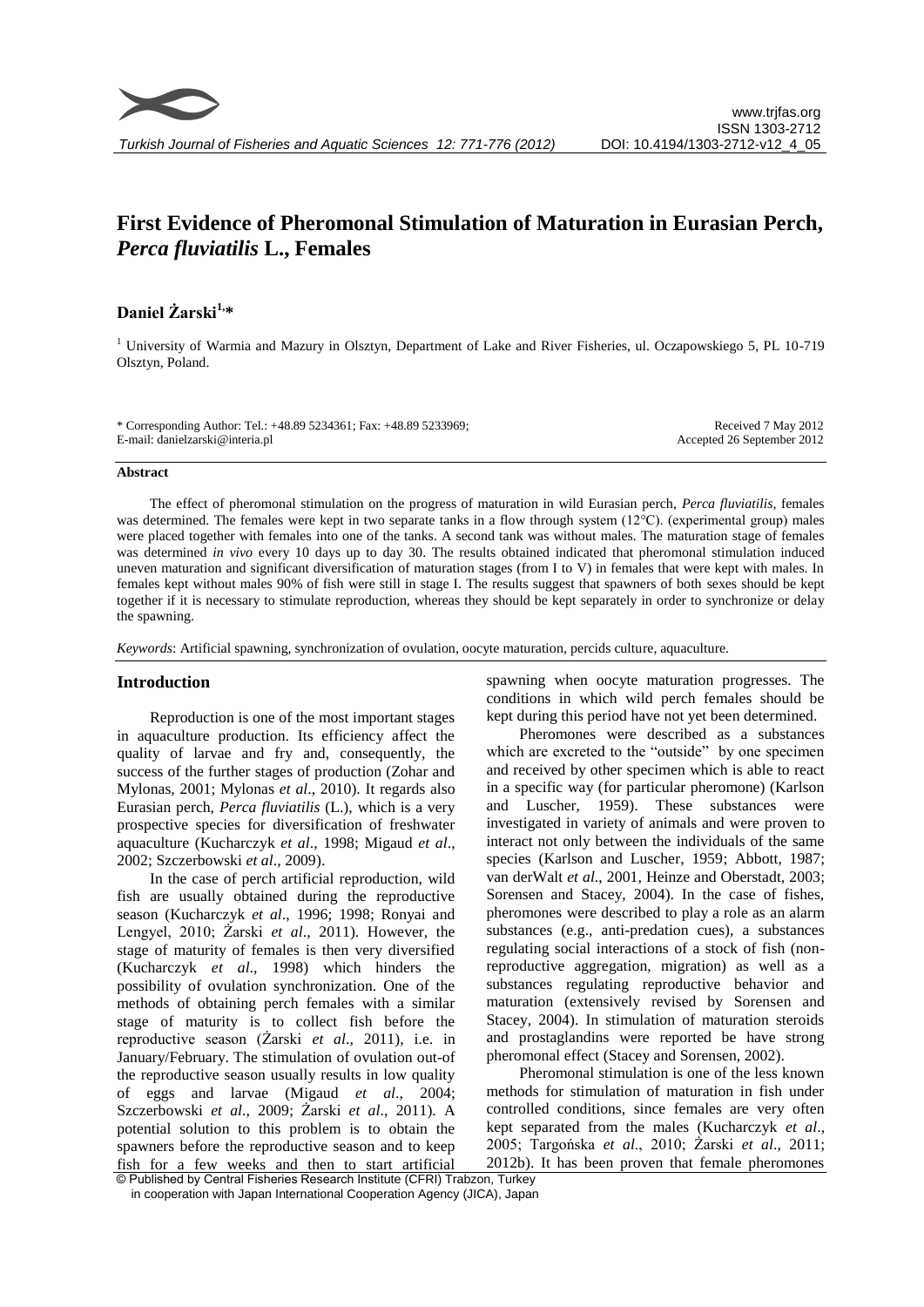# First Evidence of Pheromonal Stimulation of Maturation in Eurasian Perch, *Perca fluviatilis* L., Females

**Daniel Żarski[1,*]**

[1] University of Warmia and Mazury in Olsztyn, Department of Lake and River Fisheries, ul. Oczapowskiego 5, PL 10-719 Olsztyn, Poland.

\* Corresponding Author: Tel.: +48.89 5234361; Fax: +48.89 5233969;
E-mail: danielzarski@interia.pl

Received 7 May 2012
Accepted 26 September 2012

## Abstract

The effect of pheromonal stimulation on the progress of maturation in wild Eurasian perch, *Perca fluviatilis*, females was determined. The females were kept in two separate tanks in a flow through system (12°C). (experimental group) males were placed together with females into one of the tanks. A second tank was without males. The maturation stage of females was determined *in vivo* every 10 days up to day 30. The results obtained indicated that pheromonal stimulation induced uneven maturation and significant diversification of maturation stages (from I to V) in females that were kept with males. In females kept without males 90% of fish were still in stage I. The results suggest that spawners of both sexes should be kept together if it is necessary to stimulate reproduction, whereas they should be kept separately in order to synchronize or delay the spawning.

*Keywords*: Artificial spawning, synchronization of ovulation, oocyte maturation, percids culture, aquaculture.

## Introduction

Reproduction is one of the most important stages in aquaculture production. Its efficiency affect the quality of larvae and fry and, consequently, the success of the further stages of production (Zohar and Mylonas, 2001; Mylonas *et al*., 2010). It regards also Eurasian perch, *Perca fluviatilis* (L.), which is a very prospective species for diversification of freshwater aquaculture (Kucharczyk *et al*., 1998; Migaud *et al*., 2002; Szczerbowski *et al*., 2009).

In the case of perch artificial reproduction, wild fish are usually obtained during the reproductive season (Kucharczyk *et al*., 1996; 1998; Ronyai and Lengyel, 2010; Żarski *et al*., 2011). However, the stage of maturity of females is then very diversified (Kucharczyk *et al*., 1998) which hinders the possibility of ovulation synchronization. One of the methods of obtaining perch females with a similar stage of maturity is to collect fish before the reproductive season (Żarski *et al*., 2011), i.e. in January/February. The stimulation of ovulation out-of the reproductive season usually results in low quality of eggs and larvae (Migaud *et al*., 2004; Szczerbowski *et al*., 2009; Żarski *et al*., 2011). A potential solution to this problem is to obtain the spawners before the reproductive season and to keep fish for a few weeks and then to start artificial spawning when oocyte maturation progresses. The conditions in which wild perch females should be kept during this period have not yet been determined.

Pheromones were described as a substances which are excreted to the "outside" by one specimen and received by other specimen which is able to react in a specific way (for particular pheromone) (Karlson and Luscher, 1959). These substances were investigated in variety of animals and were proven to interact not only between the individuals of the same species (Karlson and Luscher, 1959; Abbott, 1987; van derWalt *et al*., 2001, Heinze and Oberstadt, 2003; Sorensen and Stacey, 2004). In the case of fishes, pheromones were described to play a role as an alarm substances (e.g., anti-predation cues), a substances regulating social interactions of a stock of fish (non-reproductive aggregation, migration) as well as a substances regulating reproductive behavior and maturation (extensively revised by Sorensen and Stacey, 2004). In stimulation of maturation steroids and prostaglandins were reported be have strong pheromonal effect (Stacey and Sorensen, 2002).

Pheromonal stimulation is one of the less known methods for stimulation of maturation in fish under controlled conditions, since females are very often kept separated from the males (Kucharczyk *et al*., 2005; Targońska *et al*., 2010; Żarski *et al*., 2011; 2012b). It has been proven that female pheromones

© Published by Central Fisheries Research Institute (CFRI) Trabzon, Turkey in cooperation with Japan International Cooperation Agency (JICA), Japan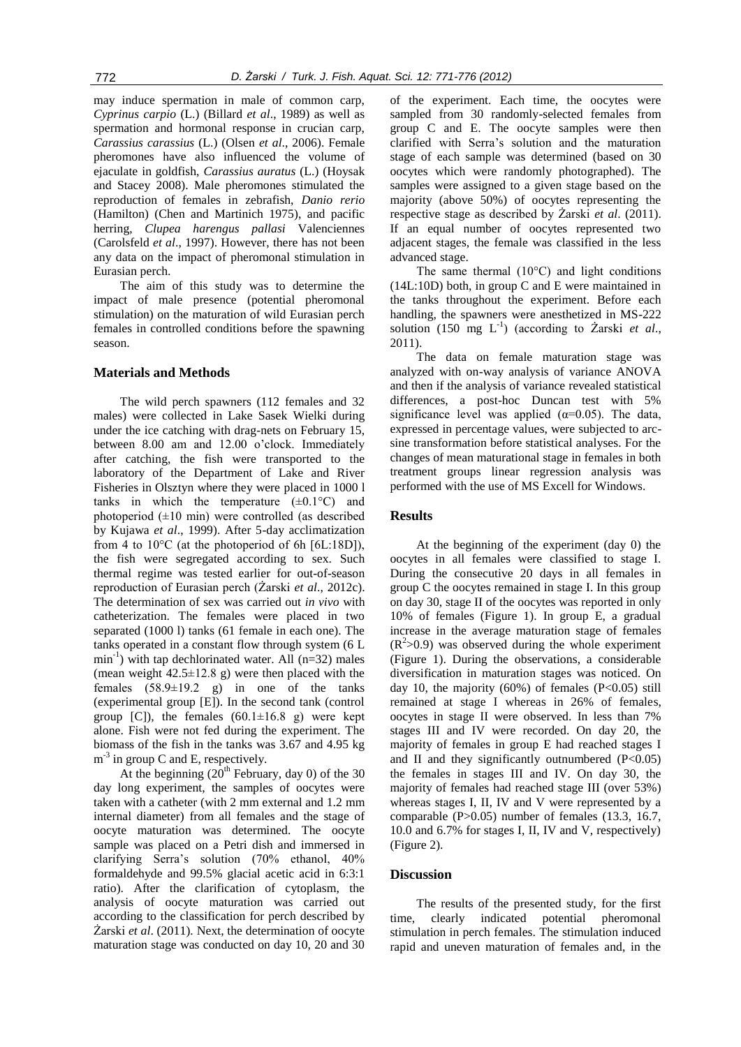may induce spermation in male of common carp, *Cyprinus carpio* (L.) (Billard *et al*., 1989) as well as spermation and hormonal response in crucian carp, *Carassius carassius* (L.) (Olsen *et al*., 2006). Female pheromones have also influenced the volume of ejaculate in goldfish, *Carassius auratus* (L.) (Hoysak and Stacey 2008). Male pheromones stimulated the reproduction of females in zebrafish, *Danio rerio* (Hamilton) (Chen and Martinich 1975), and pacific herring, *Clupea harengus pallasi* Valenciennes (Carolsfeld *et al*., 1997). However, there has not been any data on the impact of pheromonal stimulation in Eurasian perch.

The aim of this study was to determine the impact of male presence (potential pheromonal stimulation) on the maturation of wild Eurasian perch females in controlled conditions before the spawning season.

## Materials and Methods

The wild perch spawners (112 females and 32 males) were collected in Lake Sasek Wielki during under the ice catching with drag-nets on February 15, between 8.00 am and 12.00 o'clock. Immediately after catching, the fish were transported to the laboratory of the Department of Lake and River Fisheries in Olsztyn where they were placed in 1000 l tanks in which the temperature (±0.1°C) and photoperiod (±10 min) were controlled (as described by Kujawa *et al*., 1999). After 5-day acclimatization from 4 to 10°C (at the photoperiod of 6h [6L:18D]), the fish were segregated according to sex. Such thermal regime was tested earlier for out-of-season reproduction of Eurasian perch (Żarski *et al*., 2012c). The determination of sex was carried out *in vivo* with catheterization. The females were placed in two separated (1000 l) tanks (61 female in each one). The tanks operated in a constant flow through system (6 L $min^{-1}$) with tap dechlorinated water. All (n=32) males (mean weight 42.5±12.8 g) were then placed with the females (58.9±19.2 g) in one of the tanks (experimental group [E]). In the second tank (control group [C]), the females (60.1±16.8 g) were kept alone. Fish were not fed during the experiment. The biomass of the fish in the tanks was 3.67 and 4.95 kg $m^{-3}$ in group C and E, respectively.

At the beginning ($20^{th}$ February, day 0) of the 30 day long experiment, the samples of oocytes were taken with a catheter (with 2 mm external and 1.2 mm internal diameter) from all females and the stage of oocyte maturation was determined. The oocyte sample was placed on a Petri dish and immersed in clarifying Serra's solution (70% ethanol, 40% formaldehyde and 99.5% glacial acetic acid in 6:3:1 ratio). After the clarification of cytoplasm, the analysis of oocyte maturation was carried out according to the classification for perch described by Żarski *et al*. (2011). Next, the determination of oocyte maturation stage was conducted on day 10, 20 and 30 of the experiment. Each time, the oocytes were sampled from 30 randomly-selected females from group C and E. The oocyte samples were then clarified with Serra's solution and the maturation stage of each sample was determined (based on 30 oocytes which were randomly photographed). The samples were assigned to a given stage based on the majority (above 50%) of oocytes representing the respective stage as described by Żarski *et al*. (2011). If an equal number of oocytes represented two adjacent stages, the female was classified in the less advanced stage.

The same thermal (10°C) and light conditions (14L:10D) both, in group C and E were maintained in the tanks throughout the experiment. Before each handling, the spawners were anesthetized in MS-222 solution (150 mg $L^{-1}$) (according to Żarski *et al*., 2011).

The data on female maturation stage was analyzed with on-way analysis of variance ANOVA and then if the analysis of variance revealed statistical differences, a post-hoc Duncan test with 5% significance level was applied ($\alpha$=0.05). The data, expressed in percentage values, were subjected to arc-sine transformation before statistical analyses. For the changes of mean maturational stage in females in both treatment groups linear regression analysis was performed with the use of MS Excell for Windows.

## Results

At the beginning of the experiment (day 0) the oocytes in all females were classified to stage I. During the consecutive 20 days in all females in group C the oocytes remained in stage I. In this group on day 30, stage II of the oocytes was reported in only 10% of females (Figure 1). In group E, a gradual increase in the average maturation stage of females ($R^2$>0.9) was observed during the whole experiment (Figure 1). During the observations, a considerable diversification in maturation stages was noticed. On day 10, the majority (60%) of females ($P<0.05$) still remained at stage I whereas in 26% of females, oocytes in stage II were observed. In less than 7% stages III and IV were recorded. On day 20, the majority of females in group E had reached stages I and II and they significantly outnumbered ($P<0.05$) the females in stages III and IV. On day 30, the majority of females had reached stage III (over 53%) whereas stages I, II, IV and V were represented by a comparable ($P>0.05$) number of females (13.3, 16.7, 10.0 and 6.7% for stages I, II, IV and V, respectively) (Figure 2).

## Discussion

The results of the presented study, for the first time, clearly indicated potential pheromonal stimulation in perch females. The stimulation induced rapid and uneven maturation of females and, in the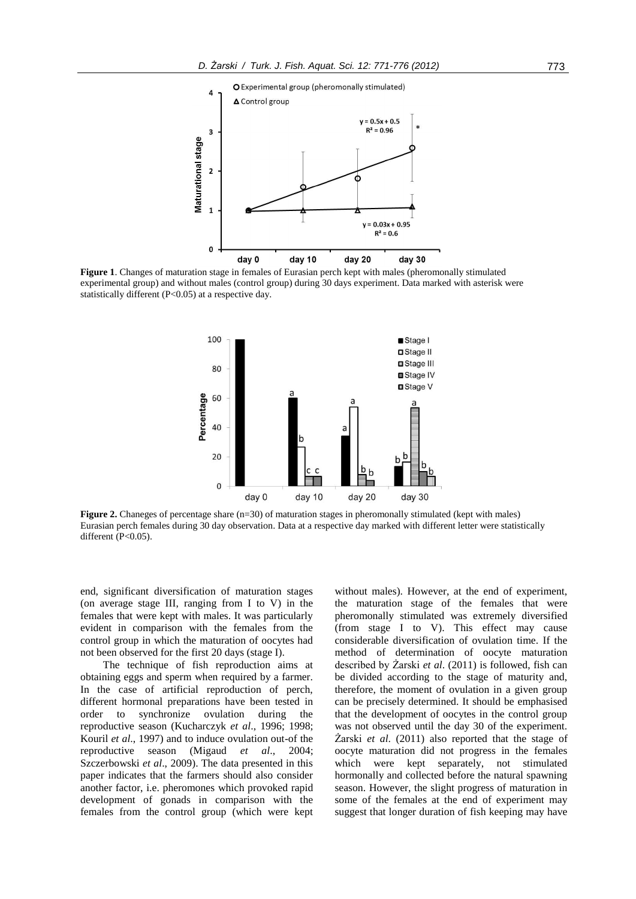**Figure 1**. Changes of maturation stage in females of Eurasian perch kept with males (pheromonally stimulated experimental group) and without males (control group) during 30 days experiment. Data marked with asterisk were statistically different (P<0.05) at a respective day.

**Figure 2.** Chaneges of percentage share (n=30) of maturation stages in pheromonally stimulated (kept with males) Eurasian perch females during 30 day observation. Data at a respective day marked with different letter were statistically different (P<0.05).

end, significant diversification of maturation stages (on average stage III, ranging from I to V) in the females that were kept with males. It was particularly evident in comparison with the females from the control group in which the maturation of oocytes had not been observed for the first 20 days (stage I).

The technique of fish reproduction aims at obtaining eggs and sperm when required by a farmer. In the case of artificial reproduction of perch, different hormonal preparations have been tested in order to synchronize ovulation during the reproductive season (Kucharczyk *et al*., 1996; 1998; Kouril *et al*., 1997) and to induce ovulation out-of the reproductive season (Migaud *et al*., 2004; Szczerbowski *et al*., 2009). The data presented in this paper indicates that the farmers should also consider another factor, i.e. pheromones which provoked rapid development of gonads in comparison with the females from the control group (which were kept without males). However, at the end of experiment, the maturation stage of the females that were pheromonally stimulated was extremely diversified (from stage I to V). This effect may cause considerable diversification of ovulation time. If the method of determination of oocyte maturation described by Żarski *et al*. (2011) is followed, fish can be divided according to the stage of maturity and, therefore, the moment of ovulation in a given group can be precisely determined. It should be emphasised that the development of oocytes in the control group was not observed until the day 30 of the experiment. Żarski *et al.* (2011) also reported that the stage of oocyte maturation did not progress in the females which were kept separately, not stimulated hormonally and collected before the natural spawning season. However, the slight progress of maturation in some of the females at the end of experiment may suggest that longer duration of fish keeping may have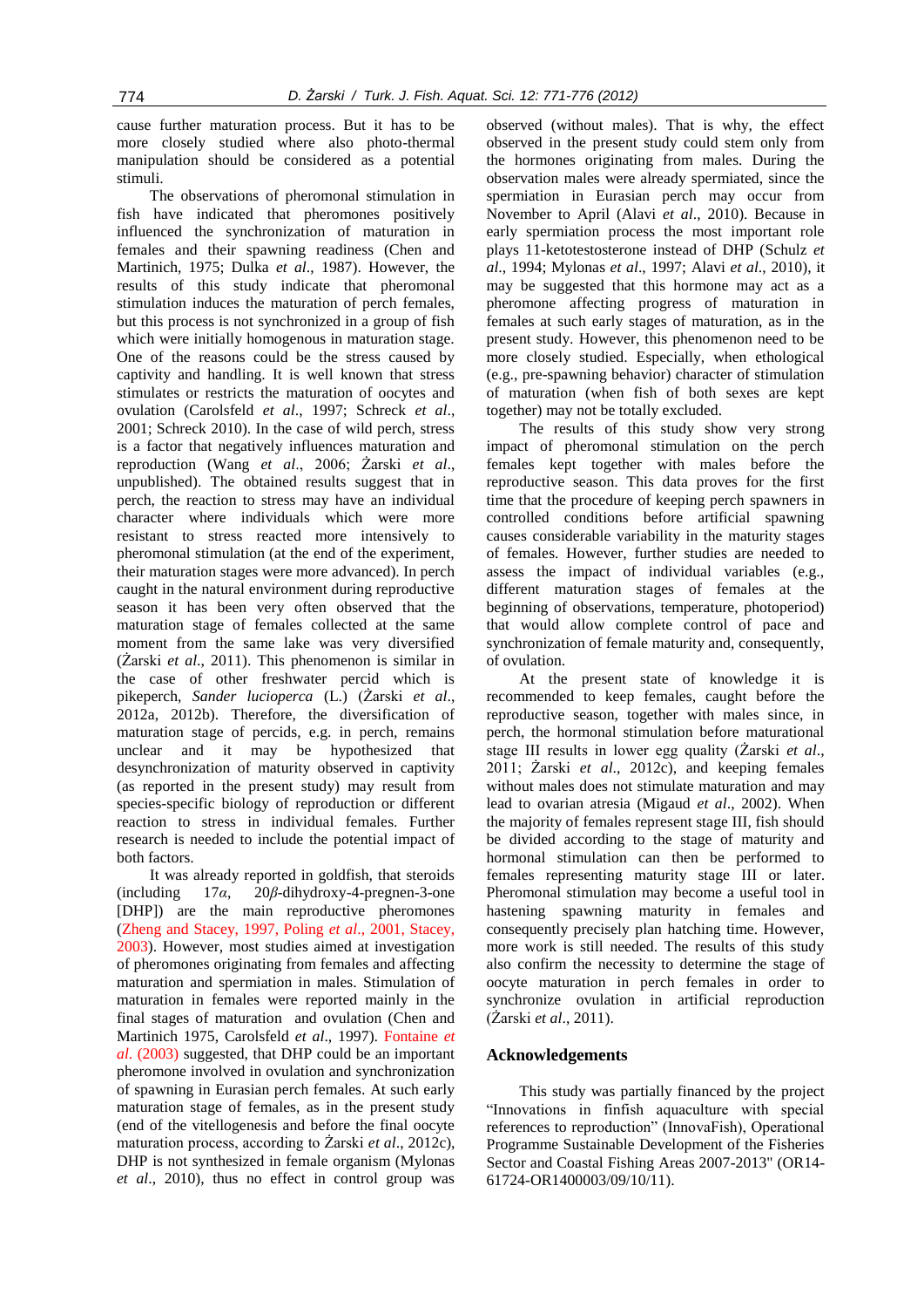cause further maturation process. But it has to be more closely studied where also photo-thermal manipulation should be considered as a potential stimuli.

The observations of pheromonal stimulation in fish have indicated that pheromones positively influenced the synchronization of maturation in females and their spawning readiness (Chen and Martinich, 1975; Dulka *et al*., 1987). However, the results of this study indicate that pheromonal stimulation induces the maturation of perch females, but this process is not synchronized in a group of fish which were initially homogenous in maturation stage. One of the reasons could be the stress caused by captivity and handling. It is well known that stress stimulates or restricts the maturation of oocytes and ovulation (Carolsfeld *et al*., 1997; Schreck *et al*., 2001; Schreck 2010). In the case of wild perch, stress is a factor that negatively influences maturation and reproduction (Wang *et al*., 2006; Żarski *et al*., unpublished). The obtained results suggest that in perch, the reaction to stress may have an individual character where individuals which were more resistant to stress reacted more intensively to pheromonal stimulation (at the end of the experiment, their maturation stages were more advanced). In perch caught in the natural environment during reproductive season it has been very often observed that the maturation stage of females collected at the same moment from the same lake was very diversified (Żarski *et al*., 2011). This phenomenon is similar in the case of other freshwater percid which is pikeperch, *Sander lucioperca* (L.) (Żarski *et al*., 2012a, 2012b). Therefore, the diversification of maturation stage of percids, e.g. in perch, remains unclear and it may be hypothesized that desynchronization of maturity observed in captivity (as reported in the present study) may result from species-specific biology of reproduction or different reaction to stress in individual females. Further research is needed to include the potential impact of both factors.

It was already reported in goldfish, that steroids (including 17*α*, 20*β*-dihydroxy-4-pregnen-3-one [DHP]) are the main reproductive pheromones (Zheng and Stacey, 1997, Poling *et al*., 2001, Stacey, 2003). However, most studies aimed at investigation of pheromones originating from females and affecting maturation and spermiation in males. Stimulation of maturation in females were reported mainly in the final stages of maturation and ovulation (Chen and Martinich 1975, Carolsfeld *et al*., 1997). Fontaine *et al*. (2003) suggested, that DHP could be an important pheromone involved in ovulation and synchronization of spawning in Eurasian perch females. At such early maturation stage of females, as in the present study (end of the vitellogenesis and before the final oocyte maturation process, according to Żarski *et al*., 2012c), DHP is not synthesized in female organism (Mylonas *et al*., 2010), thus no effect in control group was observed (without males). That is why, the effect observed in the present study could stem only from the hormones originating from males. During the observation males were already spermiated, since the spermiation in Eurasian perch may occur from November to April (Alavi *et al*., 2010). Because in early spermiation process the most important role plays 11-ketotestosterone instead of DHP (Schulz *et al*., 1994; Mylonas *et al*., 1997; Alavi *et al*., 2010), it may be suggested that this hormone may act as a pheromone affecting progress of maturation in females at such early stages of maturation, as in the present study. However, this phenomenon need to be more closely studied. Especially, when ethological (e.g., pre-spawning behavior) character of stimulation of maturation (when fish of both sexes are kept together) may not be totally excluded.

The results of this study show very strong impact of pheromonal stimulation on the perch females kept together with males before the reproductive season. This data proves for the first time that the procedure of keeping perch spawners in controlled conditions before artificial spawning causes considerable variability in the maturity stages of females. However, further studies are needed to assess the impact of individual variables (e.g., different maturation stages of females at the beginning of observations, temperature, photoperiod) that would allow complete control of pace and synchronization of female maturity and, consequently, of ovulation.

At the present state of knowledge it is recommended to keep females, caught before the reproductive season, together with males since, in perch, the hormonal stimulation before maturational stage III results in lower egg quality (Żarski *et al*., 2011; Żarski *et al*., 2012c), and keeping females without males does not stimulate maturation and may lead to ovarian atresia (Migaud *et al*., 2002). When the majority of females represent stage III, fish should be divided according to the stage of maturity and hormonal stimulation can then be performed to females representing maturity stage III or later. Pheromonal stimulation may become a useful tool in hastening spawning maturity in females and consequently precisely plan hatching time. However, more work is still needed. The results of this study also confirm the necessity to determine the stage of oocyte maturation in perch females in order to synchronize ovulation in artificial reproduction (Żarski *et al*., 2011).

## Acknowledgements

This study was partially financed by the project "Innovations in finfish aquaculture with special references to reproduction" (InnovaFish), Operational Programme Sustainable Development of the Fisheries Sector and Coastal Fishing Areas 2007-2013" (OR14-61724-OR1400003/09/10/11).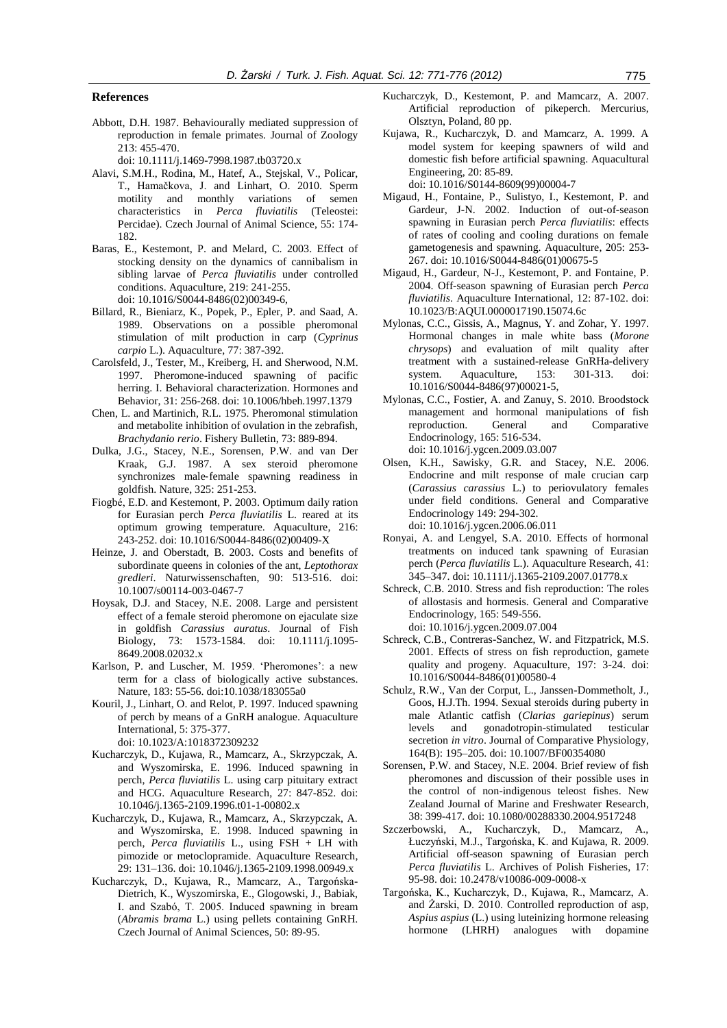## References

Abbott, D.H. 1987. Behaviourally mediated suppression of reproduction in female primates. Journal of Zoology 213: 455-470. doi: 10.1111/j.1469-7998.1987.tb03720.x

Alavi, S.M.H., Rodina, M., Hatef, A., Stejskal, V., Policar, T., Hamačkova, J. and Linhart, O. 2010. Sperm motility and monthly variations of semen characteristics in *Perca fluviatilis* (Teleostei: Percidae). Czech Journal of Animal Science, 55: 174-182.

Baras, E., Kestemont, P. and Melard, C. 2003. Effect of stocking density on the dynamics of cannibalism in sibling larvae of *Perca fluviatilis* under controlled conditions. Aquaculture, 219: 241-255. doi: 10.1016/S0044-8486(02)00349-6,

Billard, R., Bieniarz, K., Popek, P., Epler, P. and Saad, A. 1989. Observations on a possible pheromonal stimulation of milt production in carp (*Cyprinus carpio* L.). Aquaculture, 77: 387-392.

Carolsfeld, J., Tester, M., Kreiberg, H. and Sherwood, N.M. 1997. Pheromone-induced spawning of pacific herring. I. Behavioral characterization. Hormones and Behavior, 31: 256-268. doi: 10.1006/hbeh.1997.1379

Chen, L. and Martinich, R.L. 1975. Pheromonal stimulation and metabolite inhibition of ovulation in the zebrafish, *Brachydanio rerio*. Fishery Bulletin, 73: 889-894.

Dulka, J.G., Stacey, N.E., Sorensen, P.W. and van Der Kraak, G.J. 1987. A sex steroid pheromone synchronizes male-female spawning readiness in goldfish. Nature, 325: 251-253.

Fiogbé, E.D. and Kestemont, P. 2003. Optimum daily ration for Eurasian perch *Perca fluviatilis* L. reared at its optimum growing temperature. Aquaculture, 216: 243-252. doi: 10.1016/S0044-8486(02)00409-X

Heinze, J. and Oberstadt, B. 2003. Costs and benefits of subordinate queens in colonies of the ant, *Leptothorax gredleri*. Naturwissenschaften, 90: 513-516. doi: 10.1007/s00114-003-0467-7

Hoysak, D.J. and Stacey, N.E. 2008. Large and persistent effect of a female steroid pheromone on ejaculate size in goldfish *Carassius auratus*. Journal of Fish Biology, 73: 1573-1584. doi: 10.1111/j.1095-8649.2008.02032.x

Karlson, P. and Luscher, M. 1959. 'Pheromones': a new term for a class of biologically active substances. Nature, 183: 55-56. doi:10.1038/183055a0

Kouril, J., Linhart, O. and Relot, P. 1997. Induced spawning of perch by means of a GnRH analogue. Aquaculture International, 5: 375-377. doi: 10.1023/A:1018372309232

Kucharczyk, D., Kujawa, R., Mamcarz, A., Skrzypczak, A. and Wyszomirska, E. 1996. Induced spawning in perch, *Perca fluviatilis* L. using carp pituitary extract and HCG. Aquaculture Research, 27: 847-852. doi: 10.1046/j.1365-2109.1996.t01-1-00802.x

Kucharczyk, D., Kujawa, R., Mamcarz, A., Skrzypczak, A. and Wyszomirska, E. 1998. Induced spawning in perch, *Perca fluviatilis* L., using FSH + LH with pimozide or metoclopramide. Aquaculture Research, 29: 131–136. doi: 10.1046/j.1365-2109.1998.00949.x

Kucharczyk, D., Kujawa, R., Mamcarz, A., Targońska-Dietrich, K., Wyszomirska, E., Glogowski, J., Babiak, I. and Szabó, T. 2005. Induced spawning in bream (*Abramis brama* L.) using pellets containing GnRH. Czech Journal of Animal Sciences, 50: 89-95.

Kucharczyk, D., Kestemont, P. and Mamcarz, A. 2007. Artificial reproduction of pikeperch. Mercurius, Olsztyn, Poland, 80 pp.

Kujawa, R., Kucharczyk, D. and Mamcarz, A. 1999. A model system for keeping spawners of wild and domestic fish before artificial spawning. Aquacultural Engineering, 20: 85-89. doi: 10.1016/S0144-8609(99)00004-7

Migaud, H., Fontaine, P., Sulistyo, I., Kestemont, P. and Gardeur, J-N. 2002. Induction of out-of-season spawning in Eurasian perch *Perca fluviatilis*: effects of rates of cooling and cooling durations on female gametogenesis and spawning. Aquaculture, 205: 253-267. doi: 10.1016/S0044-8486(01)00675-5

Migaud, H., Gardeur, N-J., Kestemont, P. and Fontaine, P. 2004. Off-season spawning of Eurasian perch *Perca fluviatilis*. Aquaculture International, 12: 87-102. doi: 10.1023/B:AQUI.0000017190.15074.6c

Mylonas, C.C., Gissis, A., Magnus, Y. and Zohar, Y. 1997. Hormonal changes in male white bass (*Morone chrysops*) and evaluation of milt quality after treatment with a sustained-release GnRHa-delivery system. Aquaculture, 153: 301-313. doi: 10.1016/S0044-8486(97)00021-5,

Mylonas, C.C., Fostier, A. and Zanuy, S. 2010. Broodstock management and hormonal manipulations of fish reproduction. General and Comparative Endocrinology, 165: 516-534. doi: 10.1016/j.ygcen.2009.03.007

Olsen, K.H., Sawisky, G.R. and Stacey, N.E. 2006. Endocrine and milt response of male crucian carp (*Carassius carassius* L.) to periovulatory females under field conditions. General and Comparative Endocrinology 149: 294-302. doi: 10.1016/j.ygcen.2006.06.011

Ronyai, A. and Lengyel, S.A. 2010. Effects of hormonal treatments on induced tank spawning of Eurasian perch (*Perca fluviatilis* L.). Aquaculture Research, 41: 345–347. doi: 10.1111/j.1365-2109.2007.01778.x

Schreck, C.B. 2010. Stress and fish reproduction: The roles of allostasis and hormesis. General and Comparative Endocrinology, 165: 549-556. doi: 10.1016/j.ygcen.2009.07.004

Schreck, C.B., Contreras-Sanchez, W. and Fitzpatrick, M.S. 2001. Effects of stress on fish reproduction, gamete quality and progeny. Aquaculture, 197: 3-24. doi: 10.1016/S0044-8486(01)00580-4

Schulz, R.W., Van der Corput, L., Janssen-Dommetholt, J., Goos, H.J.Th. 1994. Sexual steroids during puberty in male Atlantic catfish (*Clarias gariepinus*) serum levels and gonadotropin-stimulated testicular secretion *in vitro*. Journal of Comparative Physiology, 164(B): 195–205. doi: 10.1007/BF00354080

Sorensen, P.W. and Stacey, N.E. 2004. Brief review of fish pheromones and discussion of their possible uses in the control of non-indigenous teleost fishes. New Zealand Journal of Marine and Freshwater Research, 38: 399-417. doi: 10.1080/00288330.2004.9517248

Szczerbowski, A., Kucharczyk, D., Mamcarz, A., Łuczyński, M.J., Targońska, K. and Kujawa, R. 2009. Artificial off-season spawning of Eurasian perch *Perca fluviatilis* L. Archives of Polish Fisheries, 17: 95-98. doi: 10.2478/v10086-009-0008-x

Targońska, K., Kucharczyk, D., Kujawa, R., Mamcarz, A. and Żarski, D. 2010. Controlled reproduction of asp, *Aspius aspius* (L.) using luteinizing hormone releasing hormone (LHRH) analogues with dopamine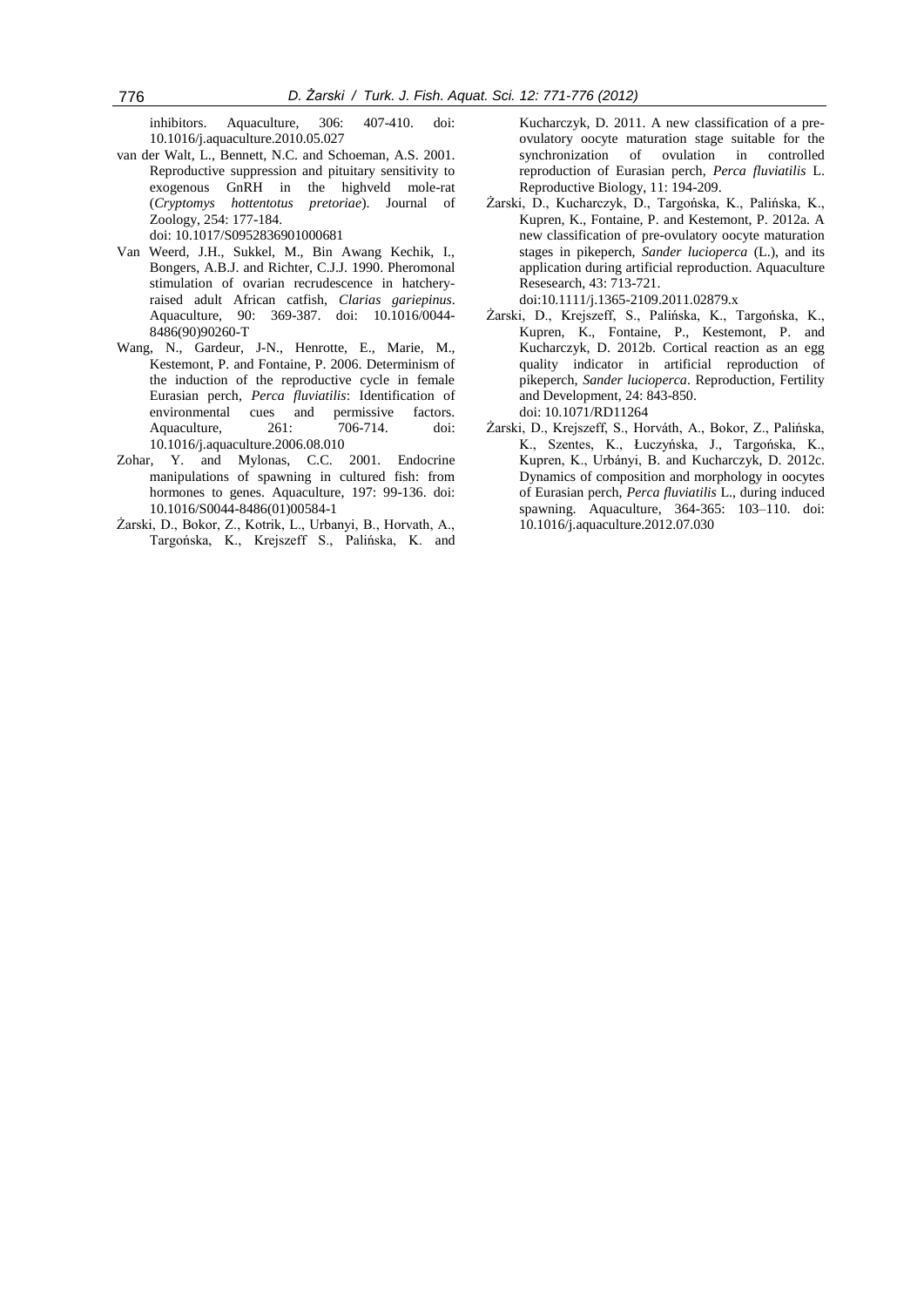inhibitors. Aquaculture, 306: 407-410. doi: 10.1016/j.aquaculture.2010.05.027

van der Walt, L., Bennett, N.C. and Schoeman, A.S. 2001. Reproductive suppression and pituitary sensitivity to exogenous GnRH in the highveld mole-rat (*Cryptomys hottentotus pretoriae*). Journal of Zoology, 254: 177-184. doi: 10.1017/S0952836901000681

Van Weerd, J.H., Sukkel, M., Bin Awang Kechik, I., Bongers, A.B.J. and Richter, C.J.J. 1990. Pheromonal stimulation of ovarian recrudescence in hatchery-raised adult African catfish, *Clarias gariepinus*. Aquaculture, 90: 369-387. doi: 10.1016/0044-8486(90)90260-T

Wang, N., Gardeur, J-N., Henrotte, E., Marie, M., Kestemont, P. and Fontaine, P. 2006. Determinism of the induction of the reproductive cycle in female Eurasian perch, *Perca fluviatilis*: Identification of environmental cues and permissive factors. Aquaculture, 261: 706-714. doi: 10.1016/j.aquaculture.2006.08.010

Zohar, Y. and Mylonas, C.C. 2001. Endocrine manipulations of spawning in cultured fish: from hormones to genes. Aquaculture, 197: 99-136. doi: 10.1016/S0044-8486(01)00584-1

Żarski, D., Bokor, Z., Kotrik, L., Urbanyi, B., Horvath, A., Targońska, K., Krejszeff S., Palińska, K. and Kucharczyk, D. 2011. A new classification of a pre-ovulatory oocyte maturation stage suitable for the synchronization of ovulation in controlled reproduction of Eurasian perch, *Perca fluviatilis* L. Reproductive Biology, 11: 194-209.

Żarski, D., Kucharczyk, D., Targońska, K., Palińska, K., Kupren, K., Fontaine, P. and Kestemont, P. 2012a. A new classification of pre-ovulatory oocyte maturation stages in pikeperch, *Sander lucioperca* (L.), and its application during artificial reproduction. Aquaculture Resesearch, 43: 713-721. doi:10.1111/j.1365-2109.2011.02879.x

Żarski, D., Krejszeff, S., Palińska, K., Targońska, K., Kupren, K., Fontaine, P., Kestemont, P. and Kucharczyk, D. 2012b. Cortical reaction as an egg quality indicator in artificial reproduction of pikeperch, *Sander lucioperca*. Reproduction, Fertility and Development, 24: 843-850. doi: 10.1071/RD11264

Żarski, D., Krejszeff, S., Horváth, A., Bokor, Z., Palińska, K., Szentes, K., Łuczyńska, J., Targońska, K., Kupren, K., Urbányi, B. and Kucharczyk, D. 2012c. Dynamics of composition and morphology in oocytes of Eurasian perch, *Perca fluviatilis* L., during induced spawning. Aquaculture, 364-365: 103–110. doi: 10.1016/j.aquaculture.2012.07.030